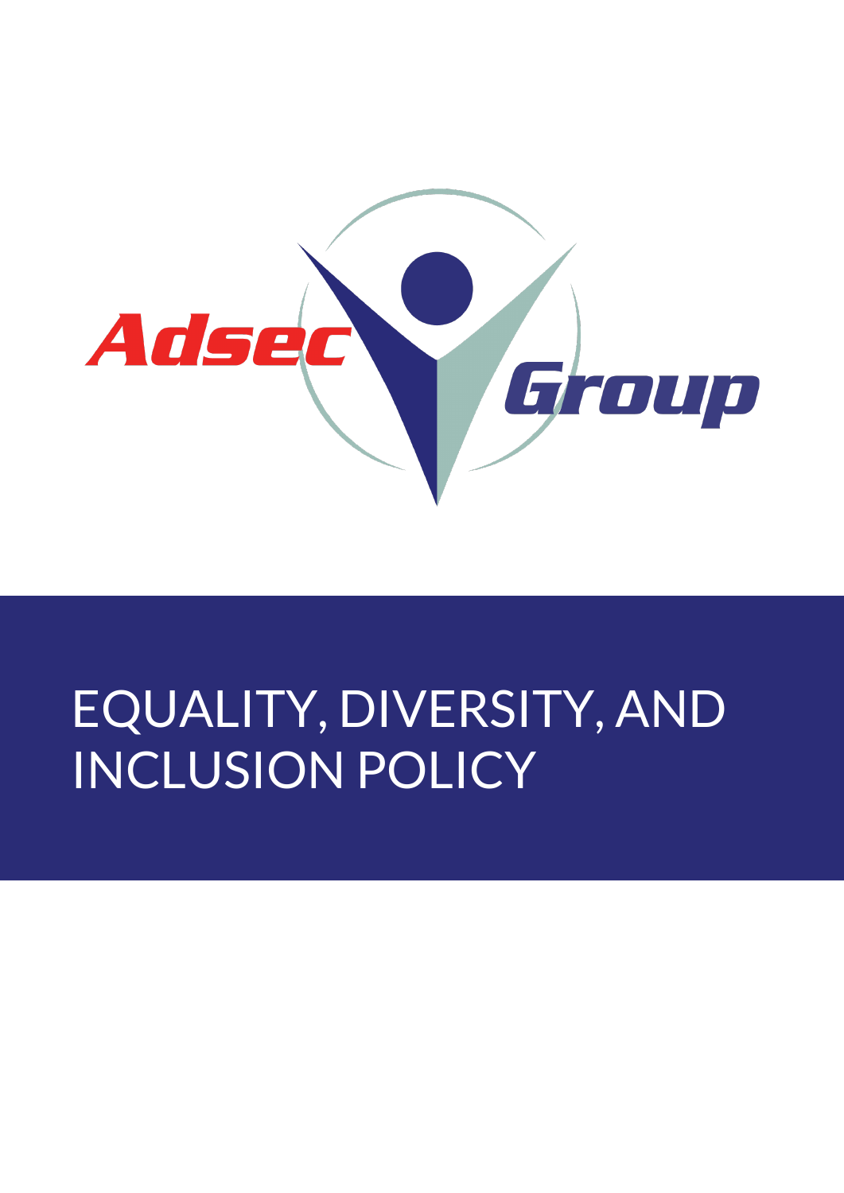Adsec Group

# EQUALITY, DIVERSITY, AND INCLUSION POLICY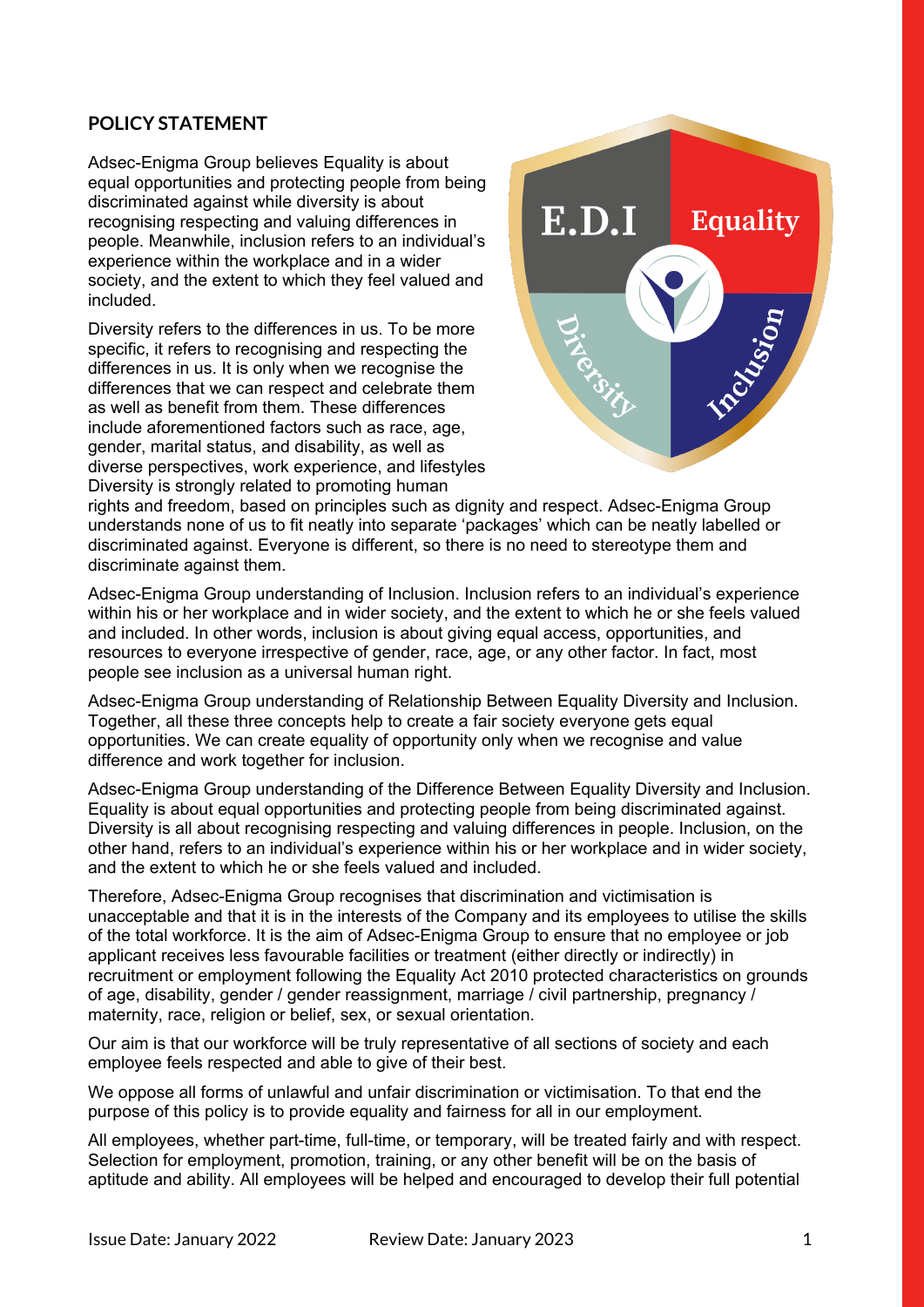## POLICY STATEMENT

Adsec-Enigma Group believes Equality is about equal opportunities and protecting people from being discriminated against while diversity is about recognising respecting and valuing differences in people. Meanwhile, inclusion refers to an individual's experience within the workplace and in a wider society, and the extent to which they feel valued and included.

Diversity refers to the differences in us. To be more specific, it refers to recognising and respecting the differences in us. It is only when we recognise the differences that we can respect and celebrate them as well as benefit from them. These differences include aforementioned factors such as race, age, gender, marital status, and disability, as well as diverse perspectives, work experience, and lifestyles Diversity is strongly related to promoting human rights and freedom, based on principles such as dignity and respect. Adsec-Enigma Group understands none of us to fit neatly into separate 'packages' which can be neatly labelled or discriminated against. Everyone is different, so there is no need to stereotype them and discriminate against them.

Adsec-Enigma Group understanding of Inclusion. Inclusion refers to an individual's experience within his or her workplace and in wider society, and the extent to which he or she feels valued and included. In other words, inclusion is about giving equal access, opportunities, and resources to everyone irrespective of gender, race, age, or any other factor. In fact, most people see inclusion as a universal human right.

Adsec-Enigma Group understanding of Relationship Between Equality Diversity and Inclusion. Together, all these three concepts help to create a fair society everyone gets equal opportunities. We can create equality of opportunity only when we recognise and value difference and work together for inclusion.

Adsec-Enigma Group understanding of the Difference Between Equality Diversity and Inclusion. Equality is about equal opportunities and protecting people from being discriminated against. Diversity is all about recognising respecting and valuing differences in people. Inclusion, on the other hand, refers to an individual's experience within his or her workplace and in wider society, and the extent to which he or she feels valued and included.

Therefore, Adsec-Enigma Group recognises that discrimination and victimisation is unacceptable and that it is in the interests of the Company and its employees to utilise the skills of the total workforce. It is the aim of Adsec-Enigma Group to ensure that no employee or job applicant receives less favourable facilities or treatment (either directly or indirectly) in recruitment or employment following the Equality Act 2010 protected characteristics on grounds of age, disability, gender / gender reassignment, marriage / civil partnership, pregnancy / maternity, race, religion or belief, sex, or sexual orientation.

Our aim is that our workforce will be truly representative of all sections of society and each employee feels respected and able to give of their best.

We oppose all forms of unlawful and unfair discrimination or victimisation. To that end the purpose of this policy is to provide equality and fairness for all in our employment.

All employees, whether part-time, full-time, or temporary, will be treated fairly and with respect. Selection for employment, promotion, training, or any other benefit will be on the basis of aptitude and ability. All employees will be helped and encouraged to develop their full potential

Issue Date: January 2022 Review Date: January 2023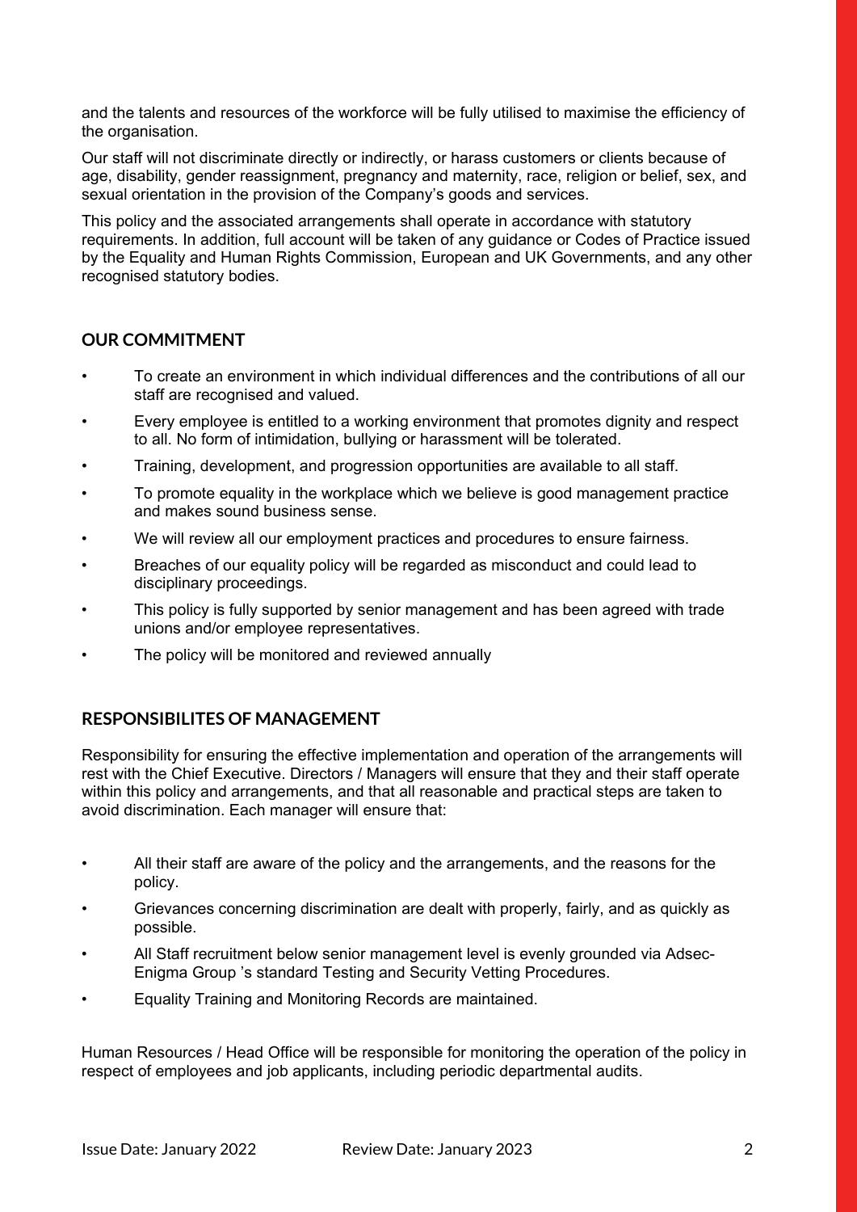and the talents and resources of the workforce will be fully utilised to maximise the efficiency of the organisation.

Our staff will not discriminate directly or indirectly, or harass customers or clients because of age, disability, gender reassignment, pregnancy and maternity, race, religion or belief, sex, and sexual orientation in the provision of the Company's goods and services.

This policy and the associated arrangements shall operate in accordance with statutory requirements. In addition, full account will be taken of any guidance or Codes of Practice issued by the Equality and Human Rights Commission, European and UK Governments, and any other recognised statutory bodies.

## OUR COMMITMENT

- To create an environment in which individual differences and the contributions of all our staff are recognised and valued.
- Every employee is entitled to a working environment that promotes dignity and respect to all. No form of intimidation, bullying or harassment will be tolerated.
- Training, development, and progression opportunities are available to all staff.
- To promote equality in the workplace which we believe is good management practice and makes sound business sense.
- We will review all our employment practices and procedures to ensure fairness.
- Breaches of our equality policy will be regarded as misconduct and could lead to disciplinary proceedings.
- This policy is fully supported by senior management and has been agreed with trade unions and/or employee representatives.
- The policy will be monitored and reviewed annually

## RESPONSIBILITES OF MANAGEMENT

Responsibility for ensuring the effective implementation and operation of the arrangements will rest with the Chief Executive. Directors / Managers will ensure that they and their staff operate within this policy and arrangements, and that all reasonable and practical steps are taken to avoid discrimination. Each manager will ensure that:

- All their staff are aware of the policy and the arrangements, and the reasons for the policy.
- Grievances concerning discrimination are dealt with properly, fairly, and as quickly as possible.
- All Staff recruitment below senior management level is evenly grounded via Adsec-Enigma Group 's standard Testing and Security Vetting Procedures.
- Equality Training and Monitoring Records are maintained.

Human Resources / Head Office will be responsible for monitoring the operation of the policy in respect of employees and job applicants, including periodic departmental audits.

Issue Date: January 2022 Review Date: January 2023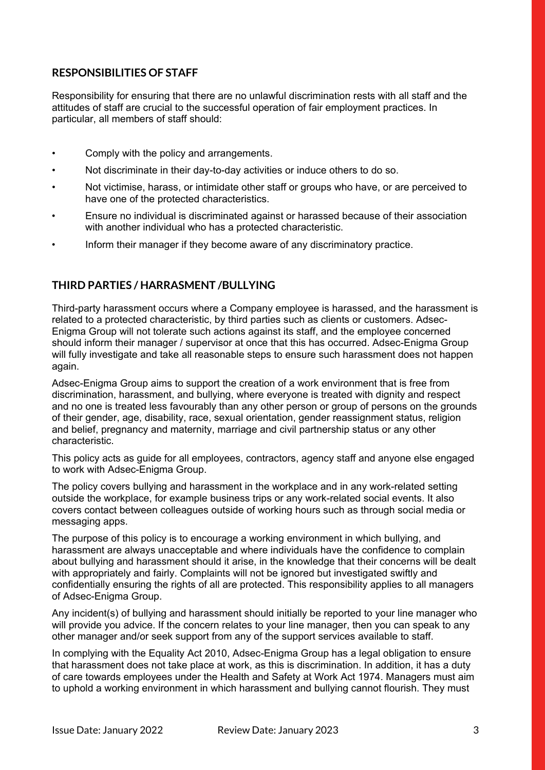## RESPONSIBILITIES OF STAFF

Responsibility for ensuring that there are no unlawful discrimination rests with all staff and the attitudes of staff are crucial to the successful operation of fair employment practices. In particular, all members of staff should:

- Comply with the policy and arrangements.
- Not discriminate in their day-to-day activities or induce others to do so.
- Not victimise, harass, or intimidate other staff or groups who have, or are perceived to have one of the protected characteristics.
- Ensure no individual is discriminated against or harassed because of their association with another individual who has a protected characteristic.
- Inform their manager if they become aware of any discriminatory practice.

## THIRD PARTIES / HARRASMENT /BULLYING

Third-party harassment occurs where a Company employee is harassed, and the harassment is related to a protected characteristic, by third parties such as clients or customers. Adsec-Enigma Group will not tolerate such actions against its staff, and the employee concerned should inform their manager / supervisor at once that this has occurred. Adsec-Enigma Group will fully investigate and take all reasonable steps to ensure such harassment does not happen again.

Adsec-Enigma Group aims to support the creation of a work environment that is free from discrimination, harassment, and bullying, where everyone is treated with dignity and respect and no one is treated less favourably than any other person or group of persons on the grounds of their gender, age, disability, race, sexual orientation, gender reassignment status, religion and belief, pregnancy and maternity, marriage and civil partnership status or any other characteristic.

This policy acts as guide for all employees, contractors, agency staff and anyone else engaged to work with Adsec-Enigma Group.

The policy covers bullying and harassment in the workplace and in any work-related setting outside the workplace, for example business trips or any work-related social events. It also covers contact between colleagues outside of working hours such as through social media or messaging apps.

The purpose of this policy is to encourage a working environment in which bullying, and harassment are always unacceptable and where individuals have the confidence to complain about bullying and harassment should it arise, in the knowledge that their concerns will be dealt with appropriately and fairly. Complaints will not be ignored but investigated swiftly and confidentially ensuring the rights of all are protected. This responsibility applies to all managers of Adsec-Enigma Group.

Any incident(s) of bullying and harassment should initially be reported to your line manager who will provide you advice. If the concern relates to your line manager, then you can speak to any other manager and/or seek support from any of the support services available to staff.

In complying with the Equality Act 2010, Adsec-Enigma Group has a legal obligation to ensure that harassment does not take place at work, as this is discrimination. In addition, it has a duty of care towards employees under the Health and Safety at Work Act 1974. Managers must aim to uphold a working environment in which harassment and bullying cannot flourish. They must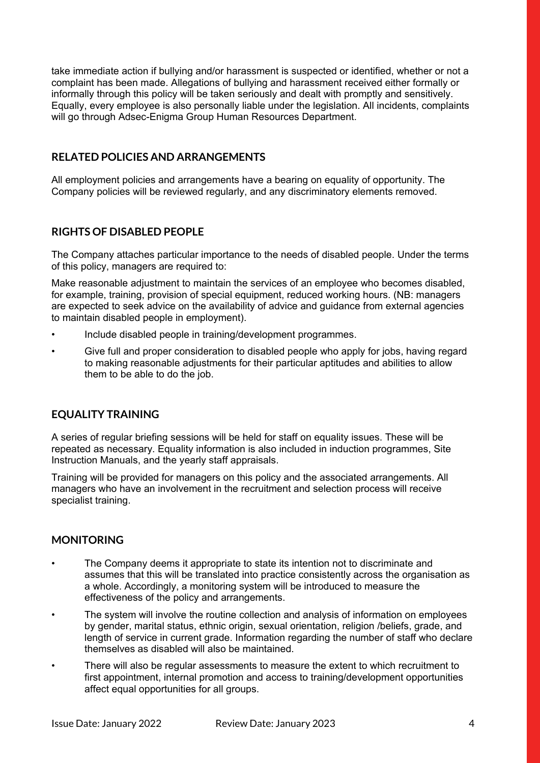take immediate action if bullying and/or harassment is suspected or identified, whether or not a complaint has been made. Allegations of bullying and harassment received either formally or informally through this policy will be taken seriously and dealt with promptly and sensitively. Equally, every employee is also personally liable under the legislation. All incidents, complaints will go through Adsec-Enigma Group Human Resources Department.

## RELATED POLICIES AND ARRANGEMENTS

All employment policies and arrangements have a bearing on equality of opportunity. The Company policies will be reviewed regularly, and any discriminatory elements removed.

## RIGHTS OF DISABLED PEOPLE

The Company attaches particular importance to the needs of disabled people. Under the terms of this policy, managers are required to:

Make reasonable adjustment to maintain the services of an employee who becomes disabled, for example, training, provision of special equipment, reduced working hours. (NB: managers are expected to seek advice on the availability of advice and guidance from external agencies to maintain disabled people in employment).

- Include disabled people in training/development programmes.
- Give full and proper consideration to disabled people who apply for jobs, having regard to making reasonable adjustments for their particular aptitudes and abilities to allow them to be able to do the job.

## EQUALITY TRAINING

A series of regular briefing sessions will be held for staff on equality issues. These will be repeated as necessary. Equality information is also included in induction programmes, Site Instruction Manuals, and the yearly staff appraisals.

Training will be provided for managers on this policy and the associated arrangements. All managers who have an involvement in the recruitment and selection process will receive specialist training.

## MONITORING

- The Company deems it appropriate to state its intention not to discriminate and assumes that this will be translated into practice consistently across the organisation as a whole. Accordingly, a monitoring system will be introduced to measure the effectiveness of the policy and arrangements.
- The system will involve the routine collection and analysis of information on employees by gender, marital status, ethnic origin, sexual orientation, religion /beliefs, grade, and length of service in current grade. Information regarding the number of staff who declare themselves as disabled will also be maintained.
- There will also be regular assessments to measure the extent to which recruitment to first appointment, internal promotion and access to training/development opportunities affect equal opportunities for all groups.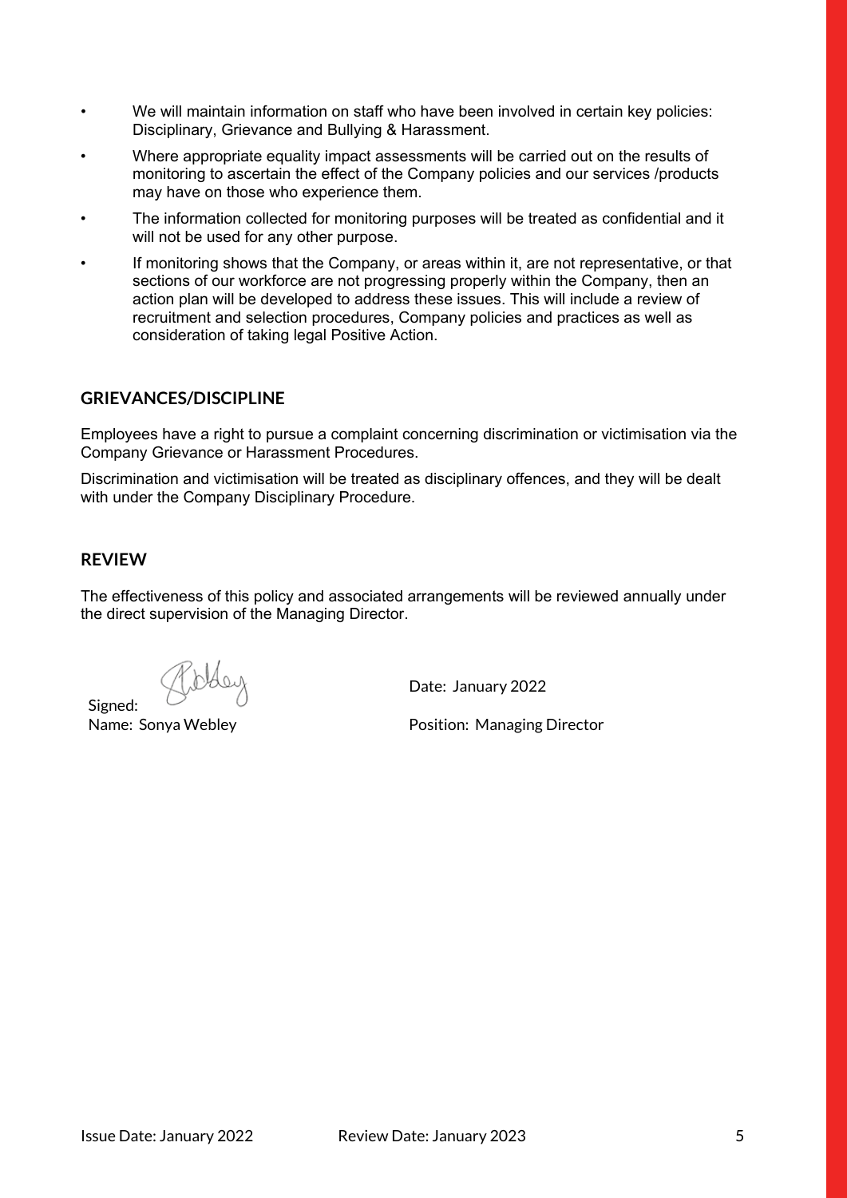- We will maintain information on staff who have been involved in certain key policies: Disciplinary, Grievance and Bullying & Harassment.
- Where appropriate equality impact assessments will be carried out on the results of monitoring to ascertain the effect of the Company policies and our services /products may have on those who experience them.
- The information collected for monitoring purposes will be treated as confidential and it will not be used for any other purpose.
- If monitoring shows that the Company, or areas within it, are not representative, or that sections of our workforce are not progressing properly within the Company, then an action plan will be developed to address these issues. This will include a review of recruitment and selection procedures, Company policies and practices as well as consideration of taking legal Positive Action.

## GRIEVANCES/DISCIPLINE

Employees have a right to pursue a complaint concerning discrimination or victimisation via the Company Grievance or Harassment Procedures.

Discrimination and victimisation will be treated as disciplinary offences, and they will be dealt with under the Company Disciplinary Procedure.

## REVIEW

The effectiveness of this policy and associated arrangements will be reviewed annually under the direct supervision of the Managing Director.

Signed:

Date: January 2022

Name: Sonya Webley

Position: Managing Director

Issue Date: January 2022 Review Date: January 2023